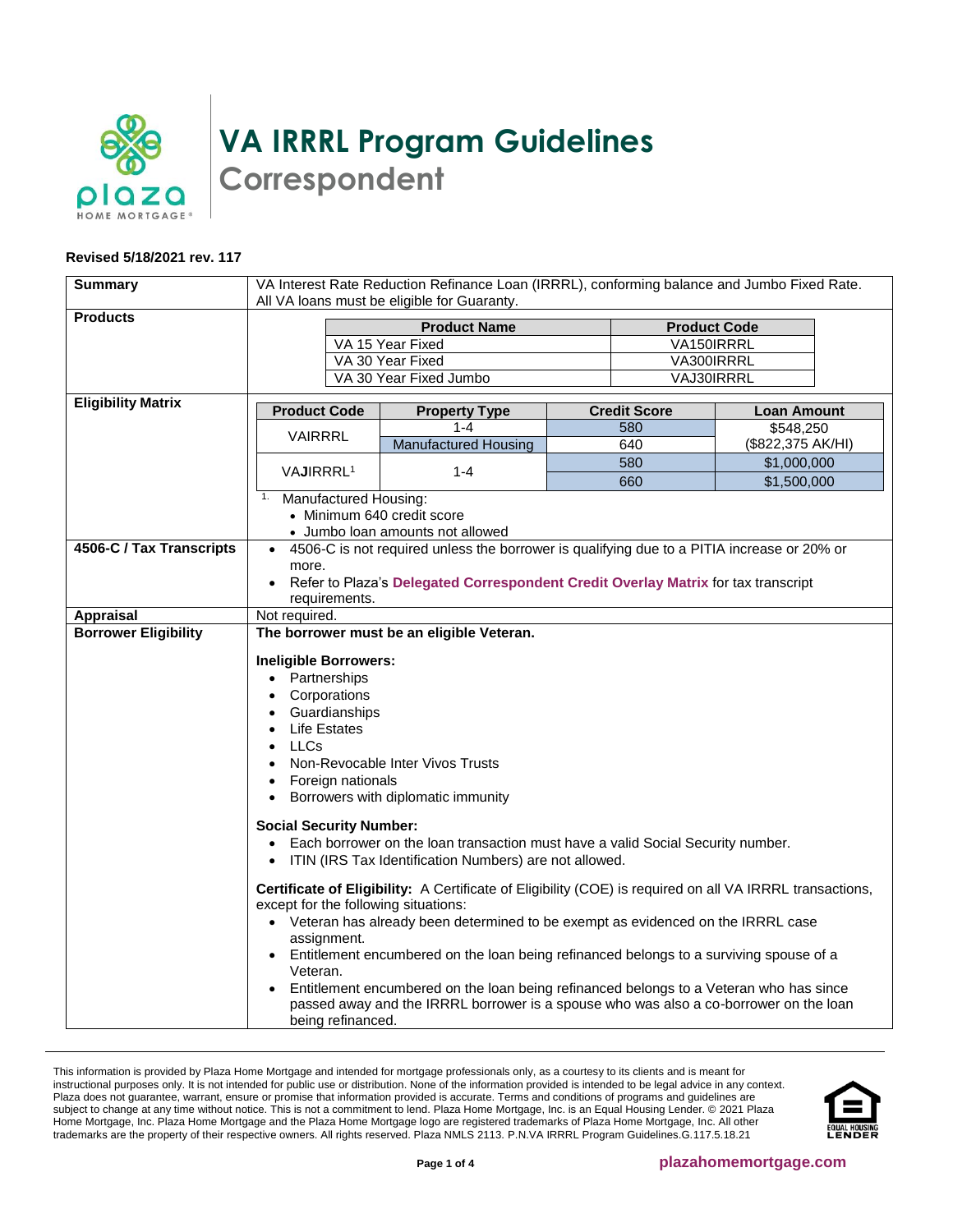# VA IRRRL Program Guidelines
## Correspondent

**Revised 5/18/2021 rev. 117**

**Summary**

VA Interest Rate Reduction Refinance Loan (IRRRL), conforming balance and Jumbo Fixed Rate. All VA loans must be eligible for Guaranty.

**Products**

| Product Name | Product Code |
|---|---|
| VA 15 Year Fixed | VA150IRRRL |
| VA 30 Year Fixed | VA300IRRRL |
| VA 30 Year Fixed Jumbo | VAJ30IRRRL |

**Eligibility Matrix**

| Product Code | Property Type | Credit Score | Loan Amount |
|---|---|---|---|
| VAIRRRL | 1-4 | 580 | $548,250 ($822,375 AK/HI) |
| | Manufactured Housing | 640 | |
| VAJIRRRL[1] | 1-4 | 580 | $1,000,000 |
| | | 660 | $1,500,000 |

[1] Manufactured Housing:
- Minimum 640 credit score
- Jumbo loan amounts not allowed

**4506-C / Tax Transcripts**

- 4506-C is not required unless the borrower is qualifying due to a PITIA increase or 20% or more.
- Refer to Plaza's **Delegated Correspondent Credit Overlay Matrix** for tax transcript requirements.

**Appraisal**

Not required.

**Borrower Eligibility**

**The borrower must be an eligible Veteran.**

**Ineligible Borrowers:**
- Partnerships
- Corporations
- Guardianships
- Life Estates
- LLCs
- Non-Revocable Inter Vivos Trusts
- Foreign nationals
- Borrowers with diplomatic immunity

**Social Security Number:**
- Each borrower on the loan transaction must have a valid Social Security number.
- ITIN (IRS Tax Identification Numbers) are not allowed.

**Certificate of Eligibility:** A Certificate of Eligibility (COE) is required on all VA IRRRL transactions, except for the following situations:
- Veteran has already been determined to be exempt as evidenced on the IRRRL case assignment.
- Entitlement encumbered on the loan being refinanced belongs to a surviving spouse of a Veteran.
- Entitlement encumbered on the loan being refinanced belongs to a Veteran who has since passed away and the IRRRL borrower is a spouse who was also a co-borrower on the loan being refinanced.

This information is provided by Plaza Home Mortgage and intended for mortgage professionals only, as a courtesy to its clients and is meant for instructional purposes only. It is not intended for public use or distribution. None of the information provided is intended to be legal advice in any context. Plaza does not guarantee, warrant, ensure or promise that information provided is accurate. Terms and conditions of programs and guidelines are subject to change at any time without notice. This is not a commitment to lend. Plaza Home Mortgage, Inc. is an Equal Housing Lender. © 2021 Plaza Home Mortgage, Inc. Plaza Home Mortgage and the Plaza Home Mortgage logo are registered trademarks of Plaza Home Mortgage, Inc. All other trademarks are the property of their respective owners. All rights reserved. Plaza NMLS 2113. P.N.VA IRRRL Program Guidelines.G.117.5.18.21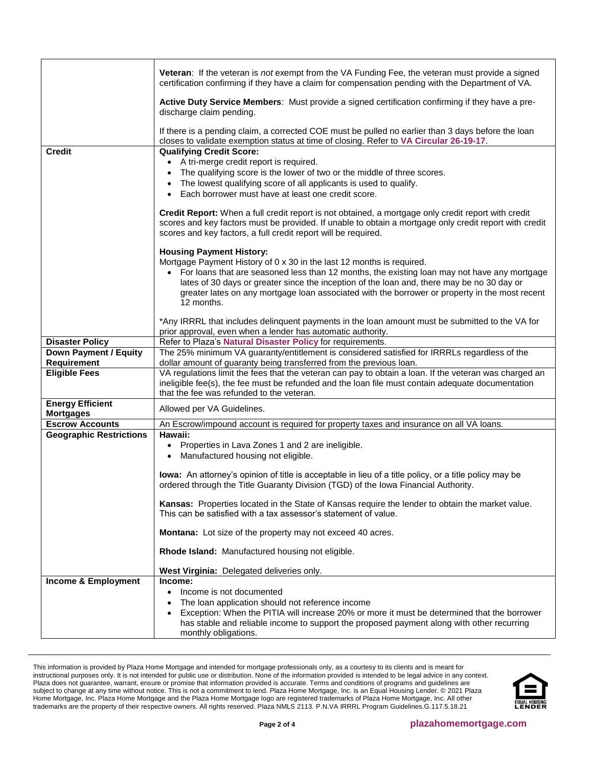| | |
|---|---|
| | **Veteran**: If the veteran is *not* exempt from the VA Funding Fee, the veteran must provide a signed certification confirming if they have a claim for compensation pending with the Department of VA.<br><br>**Active Duty Service Members**: Must provide a signed certification confirming if they have a pre-discharge claim pending.<br><br>If there is a pending claim, a corrected COE must be pulled no earlier than 3 days before the loan closes to validate exemption status at time of closing. Refer to **VA Circular 26-19-17**. |
| **Credit** | **Qualifying Credit Score:**<br>• A tri-merge credit report is required.<br>• The qualifying score is the lower of two or the middle of three scores.<br>• The lowest qualifying score of all applicants is used to qualify.<br>• Each borrower must have at least one credit score.<br><br>**Credit Report:** When a full credit report is not obtained, a mortgage only credit report with credit scores and key factors must be provided. If unable to obtain a mortgage only credit report with credit scores and key factors, a full credit report will be required.<br><br>**Housing Payment History:**<br>Mortgage Payment History of 0 x 30 in the last 12 months is required.<br>• For loans that are seasoned less than 12 months, the existing loan may not have any mortgage lates of 30 days or greater since the inception of the loan and, there may be no 30 day or greater lates on any mortgage loan associated with the borrower or property in the most recent 12 months.<br><br>*Any IRRRL that includes delinquent payments in the loan amount must be submitted to the VA for prior approval, even when a lender has automatic authority. |
| **Disaster Policy** | Refer to Plaza's **Natural Disaster Policy** for requirements. |
| **Down Payment / Equity Requirement** | The 25% minimum VA guaranty/entitlement is considered satisfied for IRRRLs regardless of the dollar amount of guaranty being transferred from the previous loan. |
| **Eligible Fees** | VA regulations limit the fees that the veteran can pay to obtain a loan. If the veteran was charged an ineligible fee(s), the fee must be refunded and the loan file must contain adequate documentation that the fee was refunded to the veteran. |
| **Energy Efficient Mortgages** | Allowed per VA Guidelines. |
| **Escrow Accounts** | An Escrow/impound account is required for property taxes and insurance on all VA loans. |
| **Geographic Restrictions** | **Hawaii:**<br>• Properties in Lava Zones 1 and 2 are ineligible.<br>• Manufactured housing not eligible.<br><br>**Iowa:** An attorney's opinion of title is acceptable in lieu of a title policy, or a title policy may be ordered through the Title Guaranty Division (TGD) of the Iowa Financial Authority.<br><br>**Kansas:** Properties located in the State of Kansas require the lender to obtain the market value. This can be satisfied with a tax assessor's statement of value.<br><br>**Montana:** Lot size of the property may not exceed 40 acres.<br><br>**Rhode Island:** Manufactured housing not eligible.<br><br>**West Virginia:** Delegated deliveries only. |
| **Income & Employment** | **Income:**<br>• Income is not documented<br>• The loan application should not reference income<br>• Exception: When the PITIA will increase 20% or more it must be determined that the borrower has stable and reliable income to support the proposed payment along with other recurring monthly obligations. |

This information is provided by Plaza Home Mortgage and intended for mortgage professionals only, as a courtesy to its clients and is meant for instructional purposes only. It is not intended for public use or distribution. None of the information provided is intended to be legal advice in any context. Plaza does not guarantee, warrant, ensure or promise that information provided is accurate. Terms and conditions of programs and guidelines are subject to change at any time without notice. This is not a commitment to lend. Plaza Home Mortgage, Inc. is an Equal Housing Lender. © 2021 Plaza Home Mortgage, Inc. Plaza Home Mortgage and the Plaza Home Mortgage logo are registered trademarks of Plaza Home Mortgage, Inc. All other trademarks are the property of their respective owners. All rights reserved. Plaza NMLS 2113. P.N.VA IRRRL Program Guidelines.G.117.5.18.21

plazahomemortgage.com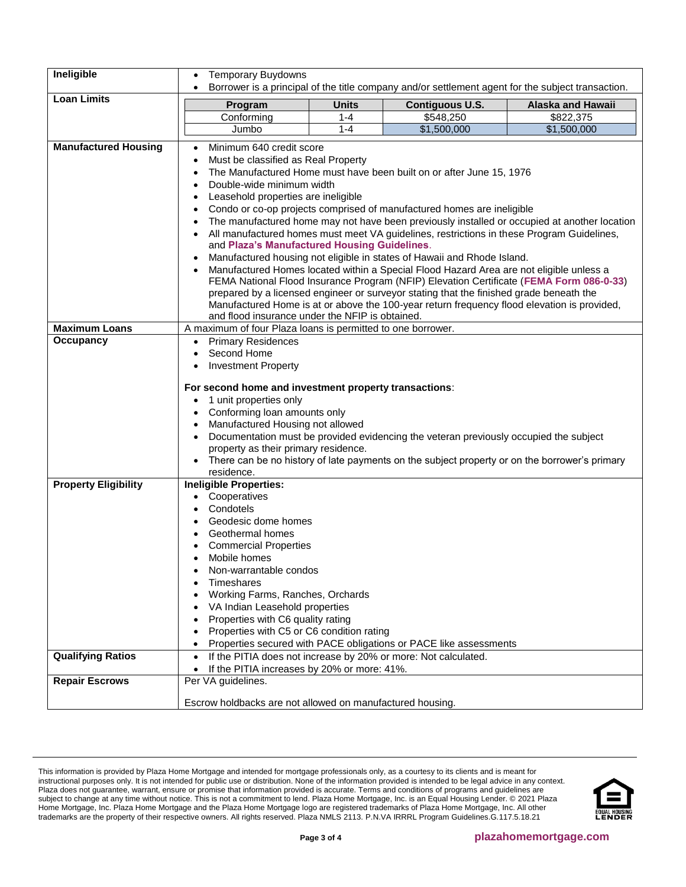| | |
|---|---|
| **Ineligible** | • Temporary Buydowns<br>• Borrower is a principal of the title company and/or settlement agent for the subject transaction. |
| **Loan Limits** | **Program** / **Units** / **Contiguous U.S.** / **Alaska and Hawaii**<br>Conforming / 1-4 / $548,250 / $822,375<br>Jumbo / 1-4 / $1,500,000 / $1,500,000 |
| **Manufactured Housing** | • Minimum 640 credit score<br>• Must be classified as Real Property<br>• The Manufactured Home must have been built on or after June 15, 1976<br>• Double-wide minimum width<br>• Leasehold properties are ineligible<br>• Condo or co-op projects comprised of manufactured homes are ineligible<br>• The manufactured home may not have been previously installed or occupied at another location<br>• All manufactured homes must meet VA guidelines, restrictions in these Program Guidelines, and **Plaza's Manufactured Housing Guidelines**.<br>• Manufactured housing not eligible in states of Hawaii and Rhode Island.<br>• Manufactured Homes located within a Special Flood Hazard Area are not eligible unless a FEMA National Flood Insurance Program (NFIP) Elevation Certificate (**FEMA Form 086-0-33**) prepared by a licensed engineer or surveyor stating that the finished grade beneath the Manufactured Home is at or above the 100-year return frequency flood elevation is provided, and flood insurance under the NFIP is obtained. |
| **Maximum Loans** | A maximum of four Plaza loans is permitted to one borrower. |
| **Occupancy** | • Primary Residences<br>• Second Home<br>• Investment Property<br><br>**For second home and investment property transactions**:<br>• 1 unit properties only<br>• Conforming loan amounts only<br>• Manufactured Housing not allowed<br>• Documentation must be provided evidencing the veteran previously occupied the subject property as their primary residence.<br>• There can be no history of late payments on the subject property or on the borrower's primary residence. |
| **Property Eligibility** | **Ineligible Properties:**<br>• Cooperatives<br>• Condotels<br>• Geodesic dome homes<br>• Geothermal homes<br>• Commercial Properties<br>• Mobile homes<br>• Non-warrantable condos<br>• Timeshares<br>• Working Farms, Ranches, Orchards<br>• VA Indian Leasehold properties<br>• Properties with C6 quality rating<br>• Properties with C5 or C6 condition rating<br>• Properties secured with PACE obligations or PACE like assessments |
| **Qualifying Ratios** | • If the PITIA does not increase by 20% or more: Not calculated.<br>• If the PITIA increases by 20% or more: 41%. |
| **Repair Escrows** | Per VA guidelines.<br><br>Escrow holdbacks are not allowed on manufactured housing. |

This information is provided by Plaza Home Mortgage and intended for mortgage professionals only, as a courtesy to its clients and is meant for instructional purposes only. It is not intended for public use or distribution. None of the information provided is intended to be legal advice in any context. Plaza does not guarantee, warrant, ensure or promise that information provided is accurate. Terms and conditions of programs and guidelines are subject to change at any time without notice. This is not a commitment to lend. Plaza Home Mortgage, Inc. is an Equal Housing Lender. © 2021 Plaza Home Mortgage, Inc. Plaza Home Mortgage and the Plaza Home Mortgage logo are registered trademarks of Plaza Home Mortgage, Inc. All other trademarks are the property of their respective owners. All rights reserved. Plaza NMLS 2113. P.N.VA IRRRL Program Guidelines.G.117.5.18.21

plazahomemortgage.com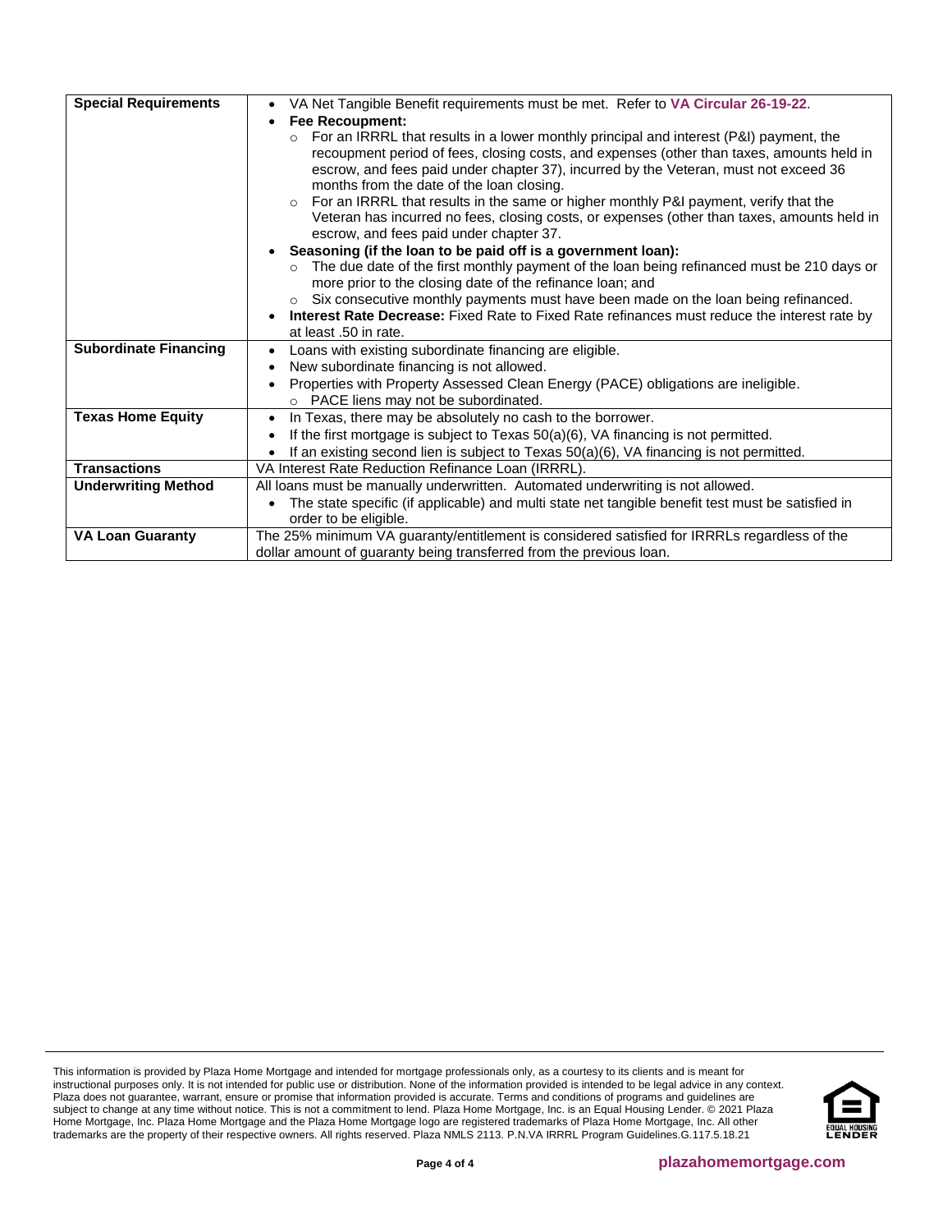| | |
|---|---|
| **Special Requirements** | • VA Net Tangible Benefit requirements must be met. Refer to **VA Circular 26-19-22**.<br>• **Fee Recoupment:**<br>  ○ For an IRRRL that results in a lower monthly principal and interest (P&I) payment, the recoupment period of fees, closing costs, and expenses (other than taxes, amounts held in escrow, and fees paid under chapter 37), incurred by the Veteran, must not exceed 36 months from the date of the loan closing.<br>  ○ For an IRRRL that results in the same or higher monthly P&I payment, verify that the Veteran has incurred no fees, closing costs, or expenses (other than taxes, amounts held in escrow, and fees paid under chapter 37.<br>• **Seasoning (if the loan to be paid off is a government loan):**<br>  ○ The due date of the first monthly payment of the loan being refinanced must be 210 days or more prior to the closing date of the refinance loan; and<br>  ○ Six consecutive monthly payments must have been made on the loan being refinanced.<br>• **Interest Rate Decrease:** Fixed Rate to Fixed Rate refinances must reduce the interest rate by at least .50 in rate. |
| **Subordinate Financing** | • Loans with existing subordinate financing are eligible.<br>• New subordinate financing is not allowed.<br>• Properties with Property Assessed Clean Energy (PACE) obligations are ineligible.<br>  ○ PACE liens may not be subordinated. |
| **Texas Home Equity** | • In Texas, there may be absolutely no cash to the borrower.<br>• If the first mortgage is subject to Texas 50(a)(6), VA financing is not permitted.<br>• If an existing second lien is subject to Texas 50(a)(6), VA financing is not permitted. |
| **Transactions** | VA Interest Rate Reduction Refinance Loan (IRRRL). |
| **Underwriting Method** | All loans must be manually underwritten. Automated underwriting is not allowed.<br>• The state specific (if applicable) and multi state net tangible benefit test must be satisfied in order to be eligible. |
| **VA Loan Guaranty** | The 25% minimum VA guaranty/entitlement is considered satisfied for IRRRLs regardless of the dollar amount of guaranty being transferred from the previous loan. |

This information is provided by Plaza Home Mortgage and intended for mortgage professionals only, as a courtesy to its clients and is meant for instructional purposes only. It is not intended for public use or distribution. None of the information provided is intended to be legal advice in any context. Plaza does not guarantee, warrant, ensure or promise that information provided is accurate. Terms and conditions of programs and guidelines are subject to change at any time without notice. This is not a commitment to lend. Plaza Home Mortgage, Inc. is an Equal Housing Lender. © 2021 Plaza Home Mortgage, Inc. Plaza Home Mortgage and the Plaza Home Mortgage logo are registered trademarks of Plaza Home Mortgage, Inc. All other trademarks are the property of their respective owners. All rights reserved. Plaza NMLS 2113. P.N.VA IRRRL Program Guidelines.G.117.5.18.21

plazahomemortgage.com